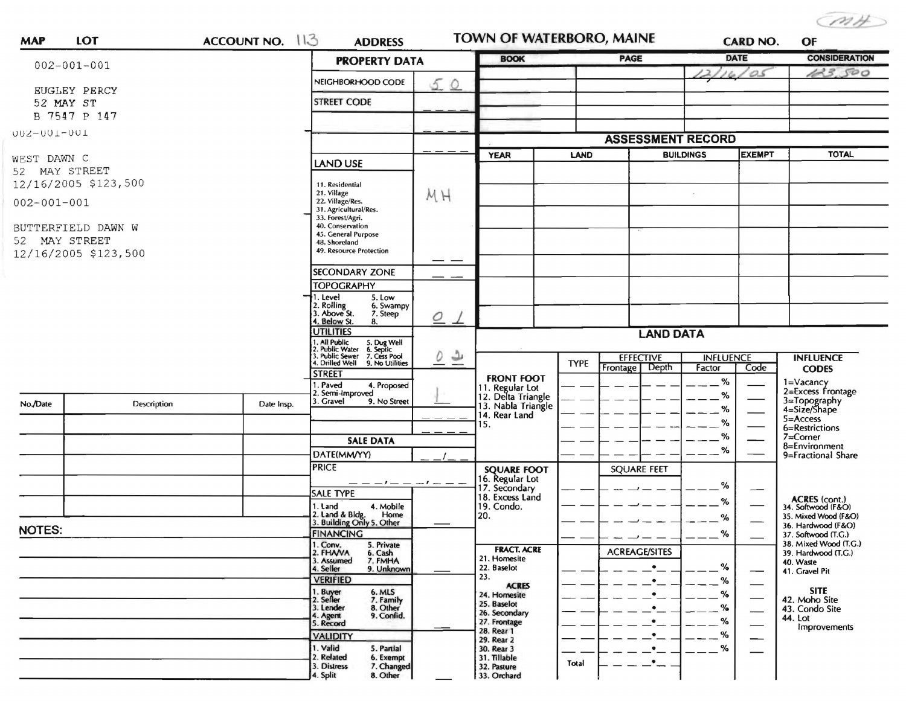MH

| MAP | LOT | ACCOUNT NO. 113 | ADDRESS | TOWN OF WATERBORO, MAINE | CARD NO. | OF |
|---|---|---|---|---|---|---|

002-001-001

EUGLEY PERCY
52 MAY ST
B 7547 P 147

002-001-001

WEST DAWN C
52 MAY STREET
12/16/2005 $123,500

002-001-001

BUTTERFIELD DAWN W
52 MAY STREET
12/16/2005 $123,500

## PROPERTY DATA

| Field | Value |
|---|---|
| NEIGHBORHOOD CODE | 50 |
| STREET CODE | |
| LAND USE (11. Residential, 21. Village, 22. Village/Res., 31. Agricultural/Res., 33. Forest/Agri., 40. Conservation, 45. General Purpose, 48. Shoreland, 49. Resource Protection) | MH |
| SECONDARY ZONE | |
| TOPOGRAPHY (1. Level, 2. Rolling, 3. Above St., 4. Below St., 5. Low, 6. Swampy, 7. Steep, 8.) | 01 |
| UTILITIES (1. All Public, 2. Public Water, 3. Public Sewer, 4. Drilled Well, 5. Dug Well, 6. Septic, 7. Cess Pool, 9. No Utilities) | 02 |
| STREET (1. Paved, 2. Semi-Improved, 3. Gravel, 4. Proposed, 9. No Street) | 1 |

## SALE DATA

| Field | Value |
|---|---|
| DATE(MM/YY) | |
| PRICE | |
| SALE TYPE (1. Land, 2. Land & Bldg., 3. Building Only, 4. Mobile Home, 5. Other) | |
| FINANCING (1. Conv., 2. FHA/VA, 3. Assumed, 4. Seller, 5. Private, 6. Cash, 7. FMHA, 9. Unknown) | |
| VERIFIED (1. Buyer, 2. Seller, 3. Lender, 4. Agent, 5. Record, 6. MLS, 7. Family, 8. Other, 9. Confid.) | |
| VALIDITY (1. Valid, 2. Related, 3. Distress, 4. Split, 5. Partial, 6. Exempt, 7. Changed, 8. Other) | |

| BOOK | PAGE | DATE | CONSIDERATION |
|---|---|---|---|
| | | 12/16/05 | 123,500 |

## ASSESSMENT RECORD

| YEAR | LAND | BUILDINGS | EXEMPT | TOTAL |
|---|---|---|---|---|
| | | | | |

## LAND DATA

| | TYPE | EFFECTIVE Frontage | EFFECTIVE Depth | INFLUENCE Factor | INFLUENCE Code |
|---|---|---|---|---|---|
| FRONT FOOT: 11. Regular Lot, 12. Delta Triangle, 13. Nabla Triangle, 14. Rear Land, 15. | | | | % | |
| SQUARE FOOT: 16. Regular Lot, 17. Secondary, 18. Excess Land, 19. Condo., 20. | | SQUARE FEET | | % | |
| FRACT. ACRE: 21. Homesite, 22. Baselot, 23. ACRES: 24. Homesite, 25. Baselot, 26. Secondary, 27. Frontage, 28. Rear 1, 29. Rear 2, 30. Rear 3, 31. Tillable, 32. Pasture, 33. Orchard | | ACREAGE/SITES | | % | |
| | Total | | | | |

**INFLUENCE CODES**
1=Vacancy
2=Excess Frontage
3=Topography
4=Size/Shape
5=Access
6=Restrictions
7=Corner
8=Environment
9=Fractional Share

**ACRES (cont.)**
34. Softwood (F&O)
35. Mixed Wood (F&O)
36. Hardwood (F&O)
37. Softwood (T.G.)
38. Mixed Wood (T.G.)
39. Hardwood (T.G.)
40. Waste
41. Gravel Pit

**SITE**
42. Moho Site
43. Condo Site
44. Lot Improvements

| No./Date | Description | Date Insp. |
|---|---|---|
| | | |

NOTES: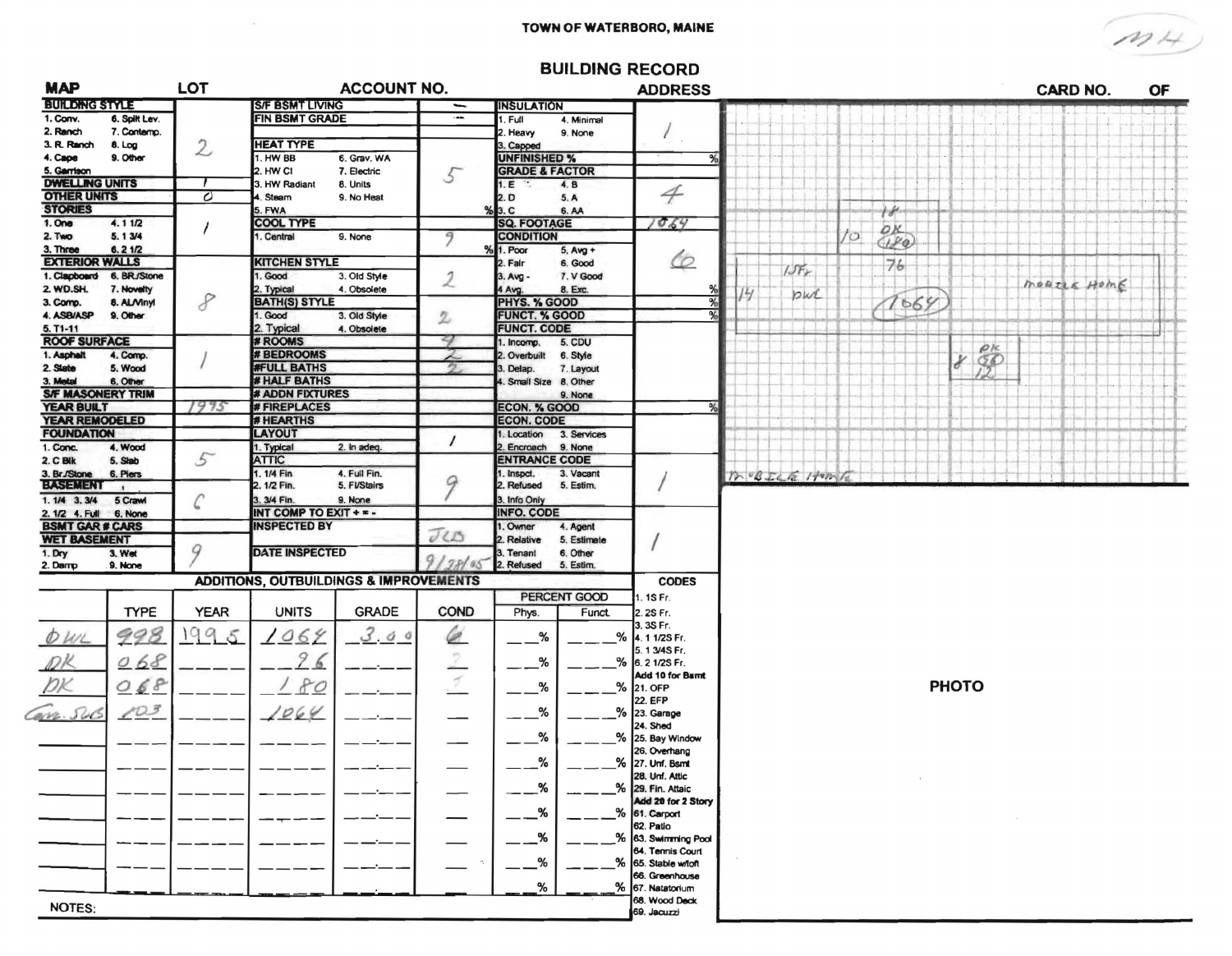TOWN OF WATERBORO, MAINE

MH

# BUILDING RECORD

| MAP | LOT | ACCOUNT NO. | ADDRESS | CARD NO. | OF |
|---|---|---|---|---|---|
| | | | | | |

| Field | Value | Field | Value | Field | Value |
|---|---|---|---|---|---|
| **BUILDING STYLE** (1. Conv. 2. Ranch 3. R. Ranch 4. Cape 5. Garrison 6. Split Lev. 7. Contemp. 8. Log 9. Other) | 2 | **S/F BSMT LIVING** | – | **INSULATION** (1. Full 2. Heavy 3. Capped 4. Minimal 9. None) | 1 |
| **DWELLING UNITS** | 1 | **FIN BSMT GRADE** | – | **UNFINISHED %** | % |
| **OTHER UNITS** | 0 | **HEAT TYPE** (1. HW BB 2. HW CI 3. HW Radiant 4. Steam 5. FWA 6. Grav. WA 7. Electric 8. Units 9. No Heat) | 5 % | **GRADE & FACTOR** (1. E 2. D 3. C 4. B 5. A 6. AA) | 4 |
| **STORIES** (1. One 2. Two 3. Three 4. 1 1/2 5. 1 3/4 6. 2 1/2) | 1 | **COOL TYPE** (1. Central 9. None) | 9 % | **SQ. FOOTAGE** | 1064 |
| **EXTERIOR WALLS** (1. Clapboard 2. WD.SH. 3. Comp. 4. ASB/ASP 5. T1-11 6. BR./Stone 7. Novelty 8. AL/Vinyl 9. Other) | 8 | **KITCHEN STYLE** (1. Good 2. Typical 3. Old Style 4. Obsolete) | 2 | **CONDITION** (1. Poor 2. Fair 3. Avg - 4. Avg. 5. Avg + 6. Good 7. V Good 8. Exc.) | 6 |
| | | **BATH(S) STYLE** (1. Good 2. Typical 3. Old Style 4. Obsolete) | 2 | **PHYS. % GOOD** | % |
| **ROOF SURFACE** (1. Asphalt 2. Slate 3. Metal 4. Comp. 5. Wood 6. Other) | 1 | **# ROOMS** | 4 | **FUNCT. % GOOD** | % |
| | | **# BEDROOMS** | 2 | **FUNCT. CODE** (1. Incomp. 2. Overbuilt 3. Delap. 4. Small Size 5. CDU 6. Style 7. Layout 8. Other 9. None) | |
| | | **#FULL BATHS** | 2 | | |
| **S/F MASONERY TRIM** | | **# HALF BATHS** | | | |
| **YEAR BUILT** | 1995 | **# ADDN FIXTURES** | | | |
| **YEAR REMODELED** | | **# FIREPLACES** | | **ECON. % GOOD** | % |
| **FOUNDATION** (1. Conc. 2. C Blk 3. Br./Stone 4. Wood 5. Slab 6. Piers) | 5 | **# HEARTHS** | | **ECON. CODE** (1. Location 2. Encroach 3. Services 9. None) | |
| | | **LAYOUT** (1. Typical 2. In adeq.) | 1 | | |
| **BASEMENT** (1. 1/4 2. 1/2 3. 3/4 4. Full 5 Crawl 6. None) | 6 | **ATTIC** (1. 1/4 Fin 2. 1/2 Fin. 3. 3/4 Fin. 4. Full Fin. 5. Fl/Stairs 9. None) | 9 | **ENTRANCE CODE** (1. Inspct. 2. Refused 3. Info Only 3. Vacant 5. Estim.) | 1 |
| **BSMT GAR # CARS** | | **INT COMP TO EXIT + = -** | | **INFO. CODE** (1. Owner 2. Relative 3. Tenant 2. Refused 4. Agent 5. Estimate 6. Other 5. Estim.) | 1 |
| **WET BASEMENT** (1. Dry 2. Damp 3. Wet 9. None) | 9 | **INSPECTED BY** | JCB | | |
| | | **DATE INSPECTED** | 9/28/05 | | |

## ADDITIONS, OUTBUILDINGS & IMPROVEMENTS

| | TYPE | YEAR | UNITS | GRADE | COND | PERCENT GOOD Phys. | PERCENT GOOD Funct. |
|---|---|---|---|---|---|---|---|
| DWL | 998 | 1995 | 1064 | 3.00 | 6 | % | % |
| DK | 068 | | 96 | | 2 | % | % |
| DK | 068 | | 180 | | 2 | % | % |
| Cam. SUB | 103 | | 1064 | | | % | % |
| | | | | | | % | % |
| | | | | | | % | % |
| | | | | | | % | % |
| | | | | | | % | % |
| | | | | | | % | % |
| | | | | | | % | % |
| | | | | | | % | % |

NOTES:

**CODES**
1. 1S Fr.
2. 2S Fr.
3. 3S Fr.
4. 1 1/2S Fr.
5. 1 3/4S Fr.
6. 2 1/2S Fr.

**Add 10 for Bsmt**
21. OFP
22. EFP
23. Garage
24. Shed
25. Bay Window
26. Overhang
27. Unf. Bsmt
28. Unf. Attic
29. Fin. Attaic

**Add 20 for 2 Story**
61. Carport
62. Patio
63. Swimming Pool
64. Tennis Court
65. Stable w/loft
66. Greenhouse
67. Natatorium
68. Wood Deck
69. Jacuzzi

18
10 DK (180)
76
1SFr
14 DWL
(1064)
MOBILE HOME
8 DK (96) 12
MOBILE HOME

PHOTO